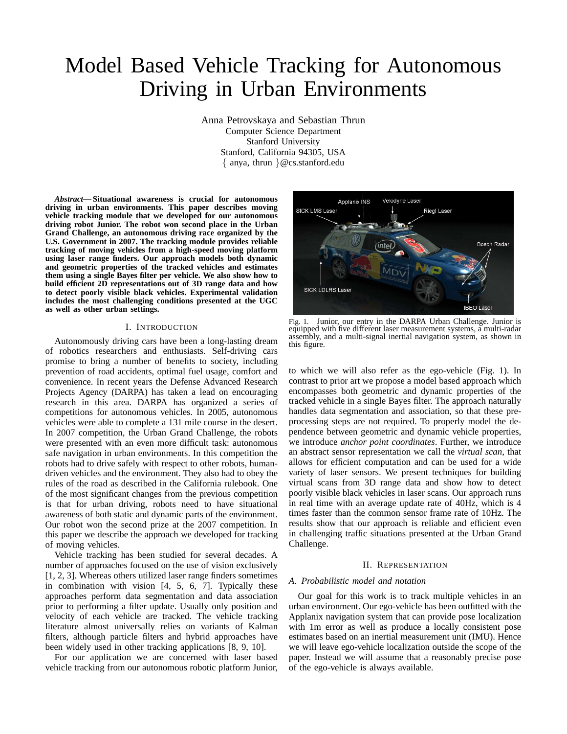# Model Based Vehicle Tracking for Autonomous Driving in Urban Environments

Anna Petrovskaya and Sebastian Thrun
Computer Science Department
Stanford University
Stanford, California 94305, USA
{ anya, thrun }@cs.stanford.edu

***Abstract*— Situational awareness is crucial for autonomous driving in urban environments. This paper describes moving vehicle tracking module that we developed for our autonomous driving robot Junior. The robot won second place in the Urban Grand Challenge, an autonomous driving race organized by the U.S. Government in 2007. The tracking module provides reliable tracking of moving vehicles from a high-speed moving platform using laser range finders. Our approach models both dynamic and geometric properties of the tracked vehicles and estimates them using a single Bayes filter per vehicle. We also show how to build efficient 2D representations out of 3D range data and how to detect poorly visible black vehicles. Experimental validation includes the most challenging conditions presented at the UGC as well as other urban settings.**

## I. Introduction

Autonomously driving cars have been a long-lasting dream of robotics researchers and enthusiasts. Self-driving cars promise to bring a number of benefits to society, including prevention of road accidents, optimal fuel usage, comfort and convenience. In recent years the Defense Advanced Research Projects Agency (DARPA) has taken a lead on encouraging research in this area. DARPA has organized a series of competitions for autonomous vehicles. In 2005, autonomous vehicles were able to complete a 131 mile course in the desert. In 2007 competition, the Urban Grand Challenge, the robots were presented with an even more difficult task: autonomous safe navigation in urban environments. In this competition the robots had to drive safely with respect to other robots, human-driven vehicles and the environment. They also had to obey the rules of the road as described in the California rulebook. One of the most significant changes from the previous competition is that for urban driving, robots need to have situational awareness of both static and dynamic parts of the environment. Our robot won the second prize at the 2007 competition. In this paper we describe the approach we developed for tracking of moving vehicles.

Vehicle tracking has been studied for several decades. A number of approaches focused on the use of vision exclusively [1, 2, 3]. Whereas others utilized laser range finders sometimes in combination with vision [4, 5, 6, 7]. Typically these approaches perform data segmentation and data association prior to performing a filter update. Usually only position and velocity of each vehicle are tracked. The vehicle tracking literature almost universally relies on variants of Kalman filters, although particle filters and hybrid approaches have been widely used in other tracking applications [8, 9, 10].

For our application we are concerned with laser based vehicle tracking from our autonomous robotic platform Junior, to which we will also refer as the ego-vehicle (Fig. 1). In contrast to prior art we propose a model based approach which encompasses both geometric and dynamic properties of the tracked vehicle in a single Bayes filter. The approach naturally handles data segmentation and association, so that these pre-processing steps are not required. To properly model the dependence between geometric and dynamic vehicle properties, we introduce *anchor point coordinates*. Further, we introduce an abstract sensor representation we call the *virtual scan*, that allows for efficient computation and can be used for a wide variety of laser sensors. We present techniques for building virtual scans from 3D range data and show how to detect poorly visible black vehicles in laser scans. Our approach runs in real time with an average update rate of 40Hz, which is 4 times faster than the common sensor frame rate of 10Hz. The results show that our approach is reliable and efficient even in challenging traffic situations presented at the Urban Grand Challenge.

Applanix INS
Velodyne Laser
SICK LMS Laser
Riegl Laser
Bosch Radar
SICK LDLRS Laser
IBEO Laser

Fig. 1. Junior, our entry in the DARPA Urban Challenge. Junior is equipped with five different laser measurement systems, a multi-radar assembly, and a multi-signal inertial navigation system, as shown in this figure.

## II. Representation

### A. Probabilistic model and notation

Our goal for this work is to track multiple vehicles in an urban environment. Our ego-vehicle has been outfitted with the Applanix navigation system that can provide pose localization with 1m error as well as produce a locally consistent pose estimates based on an inertial measurement unit (IMU). Hence we will leave ego-vehicle localization outside the scope of the paper. Instead we will assume that a reasonably precise pose of the ego-vehicle is always available.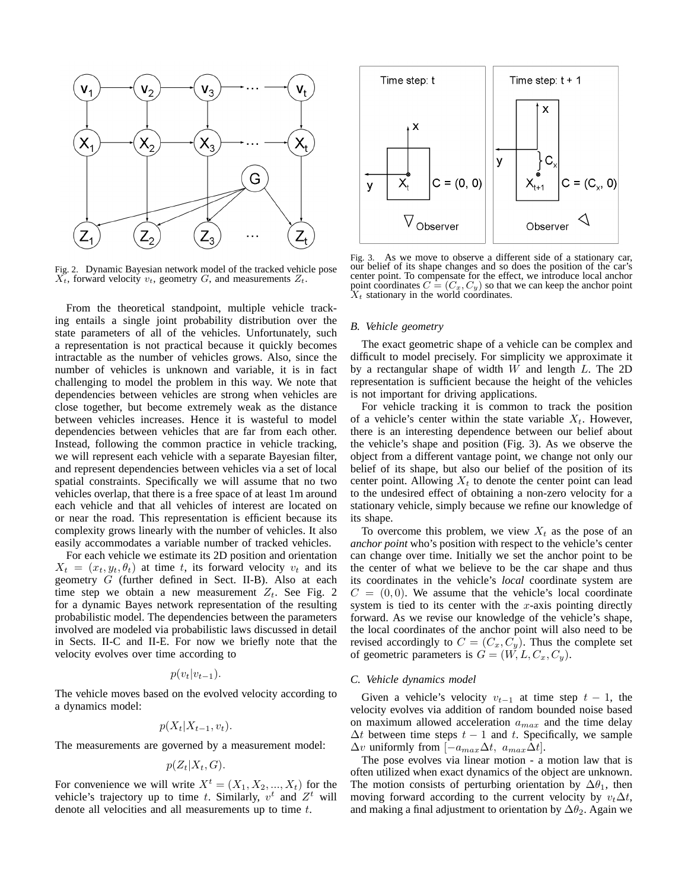Fig. 2. Dynamic Bayesian network model of the tracked vehicle pose $X_t$, forward velocity $v_t$, geometry $G$, and measurements $Z_t$.

Fig. 3. As we move to observe a different side of a stationary car, our belief of its shape changes and so does the position of the car's center point. To compensate for the effect, we introduce local anchor point coordinates $C = (C_x, C_y)$ so that we can keep the anchor point $X_t$ stationary in the world coordinates.

From the theoretical standpoint, multiple vehicle tracking entails a single joint probability distribution over the state parameters of all of the vehicles. Unfortunately, such a representation is not practical because it quickly becomes intractable as the number of vehicles grows. Also, since the number of vehicles is unknown and variable, it is in fact challenging to model the problem in this way. We note that dependencies between vehicles are strong when vehicles are close together, but become extremely weak as the distance between vehicles increases. Hence it is wasteful to model dependencies between vehicles that are far from each other. Instead, following the common practice in vehicle tracking, we will represent each vehicle with a separate Bayesian filter, and represent dependencies between vehicles via a set of local spatial constraints. Specifically we will assume that no two vehicles overlap, that there is a free space of at least 1m around each vehicle and that all vehicles of interest are located on or near the road. This representation is efficient because its complexity grows linearly with the number of vehicles. It also easily accommodates a variable number of tracked vehicles.

For each vehicle we estimate its 2D position and orientation $X_t = (x_t, y_t, \theta_t)$ at time $t$, its forward velocity $v_t$ and its geometry $G$ (further defined in Sect. II-B). Also at each time step we obtain a new measurement $Z_t$. See Fig. 2 for a dynamic Bayes network representation of the resulting probabilistic model. The dependencies between the parameters involved are modeled via probabilistic laws discussed in detail in Sects. II-C and II-E. For now we briefly note that the velocity evolves over time according to

$$p(v_t|v_{t-1}).$$

The vehicle moves based on the evolved velocity according to a dynamics model:

$$p(X_t|X_{t-1}, v_t).$$

The measurements are governed by a measurement model:

$$p(Z_t|X_t, G).$$

For convenience we will write $X^t = (X_1, X_2, ..., X_t)$ for the vehicle's trajectory up to time $t$. Similarly, $v^t$ and $Z^t$ will denote all velocities and all measurements up to time $t$.

### B. Vehicle geometry

The exact geometric shape of a vehicle can be complex and difficult to model precisely. For simplicity we approximate it by a rectangular shape of width $W$ and length $L$. The 2D representation is sufficient because the height of the vehicles is not important for driving applications.

For vehicle tracking it is common to track the position of a vehicle's center within the state variable $X_t$. However, there is an interesting dependence between our belief about the vehicle's shape and position (Fig. 3). As we observe the object from a different vantage point, we change not only our belief of its shape, but also our belief of the position of its center point. Allowing $X_t$ to denote the center point can lead to the undesired effect of obtaining a non-zero velocity for a stationary vehicle, simply because we refine our knowledge of its shape.

To overcome this problem, we view $X_t$ as the pose of an *anchor point* who's position with respect to the vehicle's center can change over time. Initially we set the anchor point to be the center of what we believe to be the car shape and thus its coordinates in the vehicle's *local* coordinate system are $C = (0, 0)$. We assume that the vehicle's local coordinate system is tied to its center with the $x$-axis pointing directly forward. As we revise our knowledge of the vehicle's shape, the local coordinates of the anchor point will also need to be revised accordingly to $C = (C_x, C_y)$. Thus the complete set of geometric parameters is $G = (W, L, C_x, C_y)$.

### C. Vehicle dynamics model

Given a vehicle's velocity $v_{t-1}$ at time step $t-1$, the velocity evolves via addition of random bounded noise based on maximum allowed acceleration $a_{max}$ and the time delay $\Delta t$ between time steps $t-1$ and $t$. Specifically, we sample $\Delta v$ uniformly from $[-a_{max}\Delta t,\ a_{max}\Delta t]$.

The pose evolves via linear motion - a motion law that is often utilized when exact dynamics of the object are unknown. The motion consists of perturbing orientation by $\Delta\theta_1$, then moving forward according to the current velocity by $v_t\Delta t$, and making a final adjustment to orientation by $\Delta\theta_2$. Again we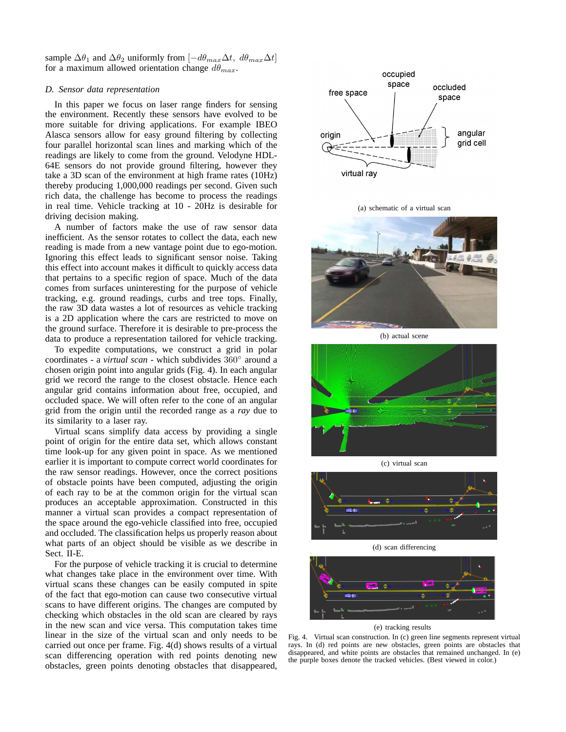sample $\Delta\theta_1$ and $\Delta\theta_2$ uniformly from $[-d\theta_{max}\Delta t,\ d\theta_{max}\Delta t]$ for a maximum allowed orientation change $d\theta_{max}$.

### D. Sensor data representation

In this paper we focus on laser range finders for sensing the environment. Recently these sensors have evolved to be more suitable for driving applications. For example IBEO Alasca sensors allow for easy ground filtering by collecting four parallel horizontal scan lines and marking which of the readings are likely to come from the ground. Velodyne HDL-64E sensors do not provide ground filtering, however they take a 3D scan of the environment at high frame rates (10Hz) thereby producing 1,000,000 readings per second. Given such rich data, the challenge has become to process the readings in real time. Vehicle tracking at 10 - 20Hz is desirable for driving decision making.

A number of factors make the use of raw sensor data inefficient. As the sensor rotates to collect the data, each new reading is made from a new vantage point due to ego-motion. Ignoring this effect leads to significant sensor noise. Taking this effect into account makes it difficult to quickly access data that pertains to a specific region of space. Much of the data comes from surfaces uninteresting for the purpose of vehicle tracking, e.g. ground readings, curbs and tree tops. Finally, the raw 3D data wastes a lot of resources as vehicle tracking is a 2D application where the cars are restricted to move on the ground surface. Therefore it is desirable to pre-process the data to produce a representation tailored for vehicle tracking.

To expedite computations, we construct a grid in polar coordinates - a *virtual scan* - which subdivides $360^\circ$ around a chosen origin point into angular grids (Fig. 4). In each angular grid we record the range to the closest obstacle. Hence each angular grid contains information about free, occupied, and occluded space. We will often refer to the cone of an angular grid from the origin until the recorded range as a *ray* due to its similarity to a laser ray.

Virtual scans simplify data access by providing a single point of origin for the entire data set, which allows constant time look-up for any given point in space. As we mentioned earlier it is important to compute correct world coordinates for the raw sensor readings. However, once the correct positions of obstacle points have been computed, adjusting the origin of each ray to be at the common origin for the virtual scan produces an acceptable approximation. Constructed in this manner a virtual scan provides a compact representation of the space around the ego-vehicle classified into free, occupied and occluded. The classification helps us properly reason about what parts of an object should be visible as we describe in Sect. II-E.

For the purpose of vehicle tracking it is crucial to determine what changes take place in the environment over time. With virtual scans these changes can be easily computed in spite of the fact that ego-motion can cause two consecutive virtual scans to have different origins. The changes are computed by checking which obstacles in the old scan are cleared by rays in the new scan and vice versa. This computation takes time linear in the size of the virtual scan and only needs to be carried out once per frame. Fig. 4(d) shows results of a virtual scan differencing operation with red points denoting new obstacles, green points denoting obstacles that disappeared,

(a) schematic of a virtual scan

(b) actual scene

(c) virtual scan

(d) scan differencing

(e) tracking results

Fig. 4. Virtual scan construction. In (c) green line segments represent virtual rays. In (d) red points are new obstacles, green points are obstacles that disappeared, and white points are obstacles that remained unchanged. In (e) the purple boxes denote the tracked vehicles. (Best viewed in color.)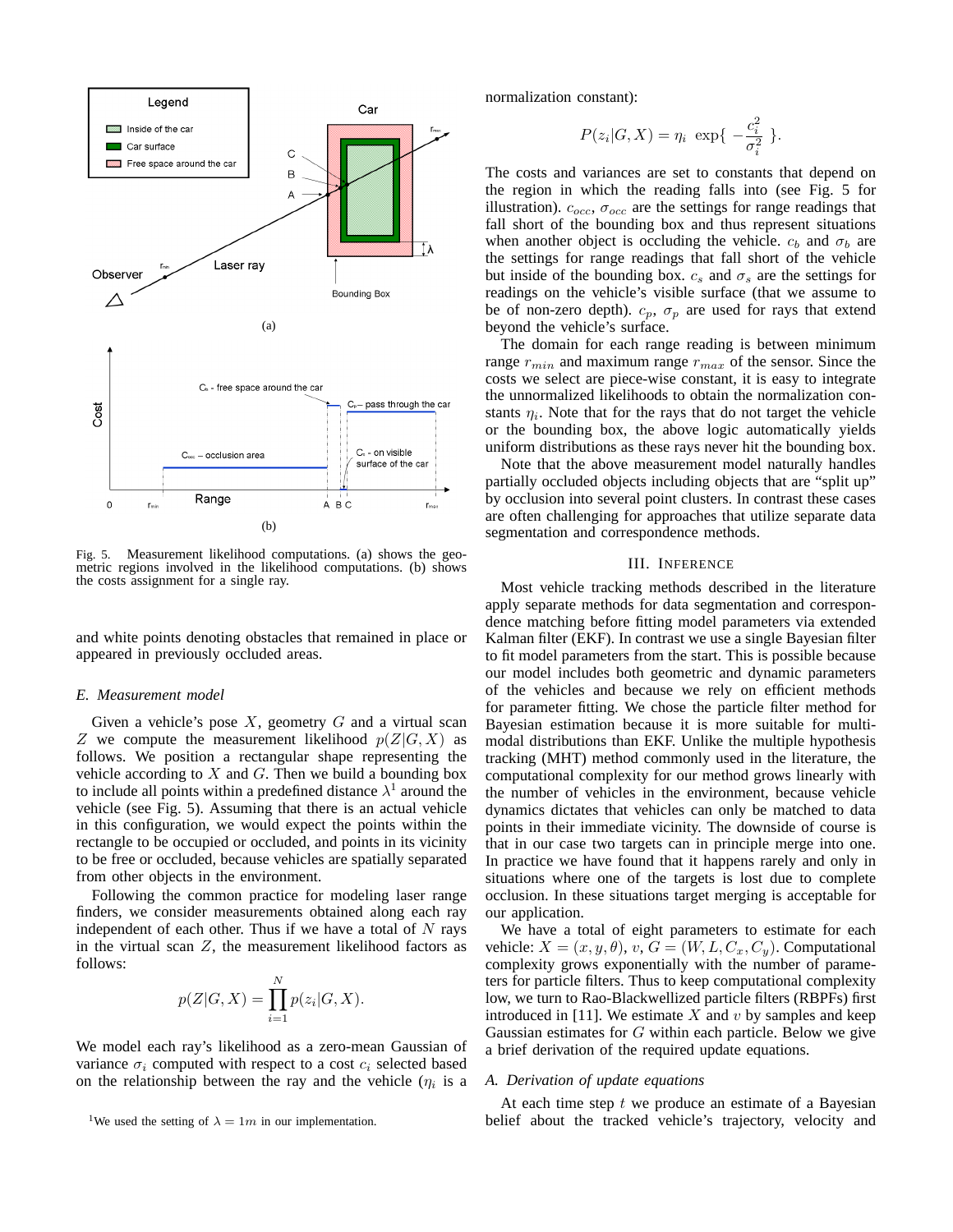Fig. 5. Measurement likelihood computations. (a) shows the geometric regions involved in the likelihood computations. (b) shows the costs assignment for a single ray.

and white points denoting obstacles that remained in place or appeared in previously occluded areas.

### E. Measurement model

Given a vehicle's pose $X$, geometry $G$ and a virtual scan $Z$ we compute the measurement likelihood $p(Z|G, X)$ as follows. We position a rectangular shape representing the vehicle according to $X$ and $G$. Then we build a bounding box to include all points within a predefined distance $\lambda$[1] around the vehicle (see Fig. 5). Assuming that there is an actual vehicle in this configuration, we would expect the points within the rectangle to be occupied or occluded, and points in its vicinity to be free or occluded, because vehicles are spatially separated from other objects in the environment.

Following the common practice for modeling laser range finders, we consider measurements obtained along each ray independent of each other. Thus if we have a total of $N$ rays in the virtual scan $Z$, the measurement likelihood factors as follows:

$$p(Z|G, X) = \prod_{i=1}^{N} p(z_i|G, X).$$

We model each ray's likelihood as a zero-mean Gaussian of variance $\sigma_i$ computed with respect to a cost $c_i$ selected based on the relationship between the ray and the vehicle ($\eta_i$ is a normalization constant):

$$P(z_i|G, X) = \eta_i \ \exp\{ -\frac{c_i^2}{\sigma_i^2} \}.$$

The costs and variances are set to constants that depend on the region in which the reading falls into (see Fig. 5 for illustration). $c_{occ}$, $\sigma_{occ}$ are the settings for range readings that fall short of the bounding box and thus represent situations when another object is occluding the vehicle. $c_b$ and $\sigma_b$ are the settings for range readings that fall short of the vehicle but inside of the bounding box. $c_s$ and $\sigma_s$ are the settings for readings on the vehicle's visible surface (that we assume to be of non-zero depth). $c_p$, $\sigma_p$ are used for rays that extend beyond the vehicle's surface.

The domain for each range reading is between minimum range $r_{min}$ and maximum range $r_{max}$ of the sensor. Since the costs we select are piece-wise constant, it is easy to integrate the unnormalized likelihoods to obtain the normalization constants $\eta_i$. Note that for the rays that do not target the vehicle or the bounding box, the above logic automatically yields uniform distributions as these rays never hit the bounding box.

Note that the above measurement model naturally handles partially occluded objects including objects that are "split up" by occlusion into several point clusters. In contrast these cases are often challenging for approaches that utilize separate data segmentation and correspondence methods.

## III. Inference

Most vehicle tracking methods described in the literature apply separate methods for data segmentation and correspondence matching before fitting model parameters via extended Kalman filter (EKF). In contrast we use a single Bayesian filter to fit model parameters from the start. This is possible because our model includes both geometric and dynamic parameters of the vehicles and because we rely on efficient methods for parameter fitting. We chose the particle filter method for Bayesian estimation because it is more suitable for multi-modal distributions than EKF. Unlike the multiple hypothesis tracking (MHT) method commonly used in the literature, the computational complexity for our method grows linearly with the number of vehicles in the environment, because vehicle dynamics dictates that vehicles can only be matched to data points in their immediate vicinity. The downside of course is that in our case two targets can in principle merge into one. In practice we have found that it happens rarely and only in situations where one of the targets is lost due to complete occlusion. In these situations target merging is acceptable for our application.

We have a total of eight parameters to estimate for each vehicle: $X = (x, y, \theta)$, $v$, $G = (W, L, C_x, C_y)$. Computational complexity grows exponentially with the number of parameters for particle filters. Thus to keep computational complexity low, we turn to Rao-Blackwellized particle filters (RBPFs) first introduced in [11]. We estimate $X$ and $v$ by samples and keep Gaussian estimates for $G$ within each particle. Below we give a brief derivation of the required update equations.

### A. Derivation of update equations

At each time step $t$ we produce an estimate of a Bayesian belief about the tracked vehicle's trajectory, velocity and

[1] We used the setting of $\lambda = 1m$ in our implementation.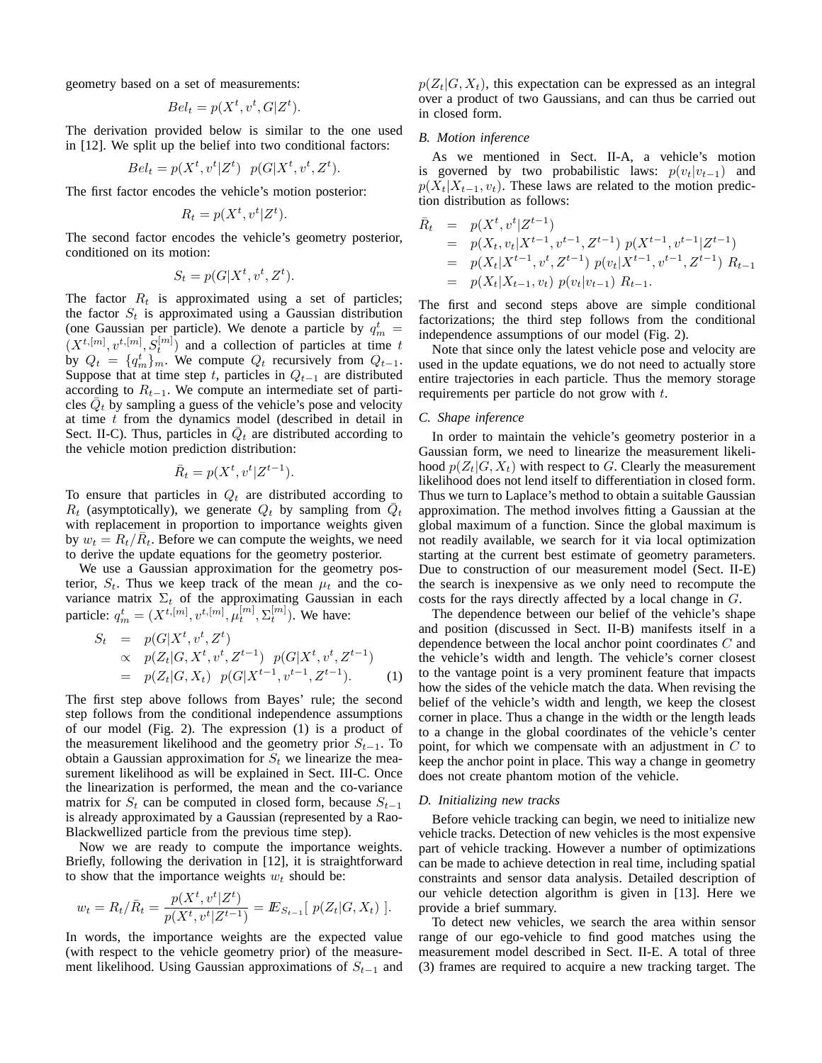geometry based on a set of measurements:

$$Bel_t = p(X^t, v^t, G|Z^t).$$

The derivation provided below is similar to the one used in [12]. We split up the belief into two conditional factors:

$$Bel_t = p(X^t, v^t|Z^t) \;\; p(G|X^t, v^t, Z^t).$$

The first factor encodes the vehicle's motion posterior:

$$R_t = p(X^t, v^t|Z^t).$$

The second factor encodes the vehicle's geometry posterior, conditioned on its motion:

$$S_t = p(G|X^t, v^t, Z^t).$$

The factor $R_t$ is approximated using a set of particles; the factor $S_t$ is approximated using a Gaussian distribution (one Gaussian per particle). We denote a particle by $q_m^t = (X^{t,[m]}, v^{t,[m]}, S_t^{[m]})$ and a collection of particles at time $t$ by $Q_t = \{q_m^t\}_m$. We compute $Q_t$ recursively from $Q_{t-1}$. Suppose that at time step $t$, particles in $Q_{t-1}$ are distributed according to $R_{t-1}$. We compute an intermediate set of particles $\bar{Q}_t$ by sampling a guess of the vehicle's pose and velocity at time $t$ from the dynamics model (described in detail in Sect. II-C). Thus, particles in $\bar{Q}_t$ are distributed according to the vehicle motion prediction distribution:

$$\bar{R}_t = p(X^t, v^t|Z^{t-1}).$$

To ensure that particles in $Q_t$ are distributed according to $R_t$ (asymptotically), we generate $Q_t$ by sampling from $\bar{Q}_t$ with replacement in proportion to importance weights given by $w_t = R_t/\bar{R}_t$. Before we can compute the weights, we need to derive the update equations for the geometry posterior.

We use a Gaussian approximation for the geometry posterior, $S_t$. Thus we keep track of the mean $\mu_t$ and the co-variance matrix $\Sigma_t$ of the approximating Gaussian in each particle: $q_m^t = (X^{t,[m]}, v^{t,[m]}, \mu_t^{[m]}, \Sigma_t^{[m]})$. We have:

$$\begin{aligned}
S_t &= p(G|X^t, v^t, Z^t) \\
&\propto p(Z_t|G, X^t, v^t, Z^{t-1}) \;\; p(G|X^t, v^t, Z^{t-1}) \\
&= p(Z_t|G, X_t) \;\; p(G|X^{t-1}, v^{t-1}, Z^{t-1}). \qquad (1)
\end{aligned}$$

The first step above follows from Bayes' rule; the second step follows from the conditional independence assumptions of our model (Fig. 2). The expression (1) is a product of the measurement likelihood and the geometry prior $S_{t-1}$. To obtain a Gaussian approximation for $S_t$ we linearize the measurement likelihood as will be explained in Sect. III-C. Once the linearization is performed, the mean and the co-variance matrix for $S_t$ can be computed in closed form, because $S_{t-1}$ is already approximated by a Gaussian (represented by a Rao-Blackwellized particle from the previous time step).

Now we are ready to compute the importance weights. Briefly, following the derivation in [12], it is straightforward to show that the importance weights $w_t$ should be:

$$w_t = R_t/\bar{R}_t = \frac{p(X^t, v^t|Z^t)}{p(X^t, v^t|Z^{t-1})} = \mathbb{E}_{S_{t-1}}[\; p(Z_t|G, X_t) \;].$$

In words, the importance weights are the expected value (with respect to the vehicle geometry prior) of the measurement likelihood. Using Gaussian approximations of $S_{t-1}$ and $p(Z_t|G, X_t)$, this expectation can be expressed as an integral over a product of two Gaussians, and can thus be carried out in closed form.

### B. Motion inference

As we mentioned in Sect. II-A, a vehicle's motion is governed by two probabilistic laws: $p(v_t|v_{t-1})$ and $p(X_t|X_{t-1}, v_t)$. These laws are related to the motion prediction distribution as follows:

$$\begin{aligned}
\bar{R}_t &= p(X^t, v^t|Z^{t-1}) \\
&= p(X_t, v_t|X^{t-1}, v^{t-1}, Z^{t-1}) \; p(X^{t-1}, v^{t-1}|Z^{t-1}) \\
&= p(X_t|X^{t-1}, v^t, Z^{t-1}) \; p(v_t|X^{t-1}, v^{t-1}, Z^{t-1}) \; R_{t-1} \\
&= p(X_t|X_{t-1}, v_t) \; p(v_t|v_{t-1}) \; R_{t-1}.
\end{aligned}$$

The first and second steps above are simple conditional factorizations; the third step follows from the conditional independence assumptions of our model (Fig. 2).

Note that since only the latest vehicle pose and velocity are used in the update equations, we do not need to actually store entire trajectories in each particle. Thus the memory storage requirements per particle do not grow with $t$.

### C. Shape inference

In order to maintain the vehicle's geometry posterior in a Gaussian form, we need to linearize the measurement likelihood $p(Z_t|G, X_t)$ with respect to $G$. Clearly the measurement likelihood does not lend itself to differentiation in closed form. Thus we turn to Laplace's method to obtain a suitable Gaussian approximation. The method involves fitting a Gaussian at the global maximum of a function. Since the global maximum is not readily available, we search for it via local optimization starting at the current best estimate of geometry parameters. Due to construction of our measurement model (Sect. II-E) the search is inexpensive as we only need to recompute the costs for the rays directly affected by a local change in $G$.

The dependence between our belief of the vehicle's shape and position (discussed in Sect. II-B) manifests itself in a dependence between the local anchor point coordinates $C$ and the vehicle's width and length. The vehicle's corner closest to the vantage point is a very prominent feature that impacts how the sides of the vehicle match the data. When revising the belief of the vehicle's width and length, we keep the closest corner in place. Thus a change in the width or the length leads to a change in the global coordinates of the vehicle's center point, for which we compensate with an adjustment in $C$ to keep the anchor point in place. This way a change in geometry does not create phantom motion of the vehicle.

### D. Initializing new tracks

Before vehicle tracking can begin, we need to initialize new vehicle tracks. Detection of new vehicles is the most expensive part of vehicle tracking. However a number of optimizations can be made to achieve detection in real time, including spatial constraints and sensor data analysis. Detailed description of our vehicle detection algorithm is given in [13]. Here we provide a brief summary.

To detect new vehicles, we search the area within sensor range of our ego-vehicle to find good matches using the measurement model described in Sect. II-E. A total of three (3) frames are required to acquire a new tracking target. The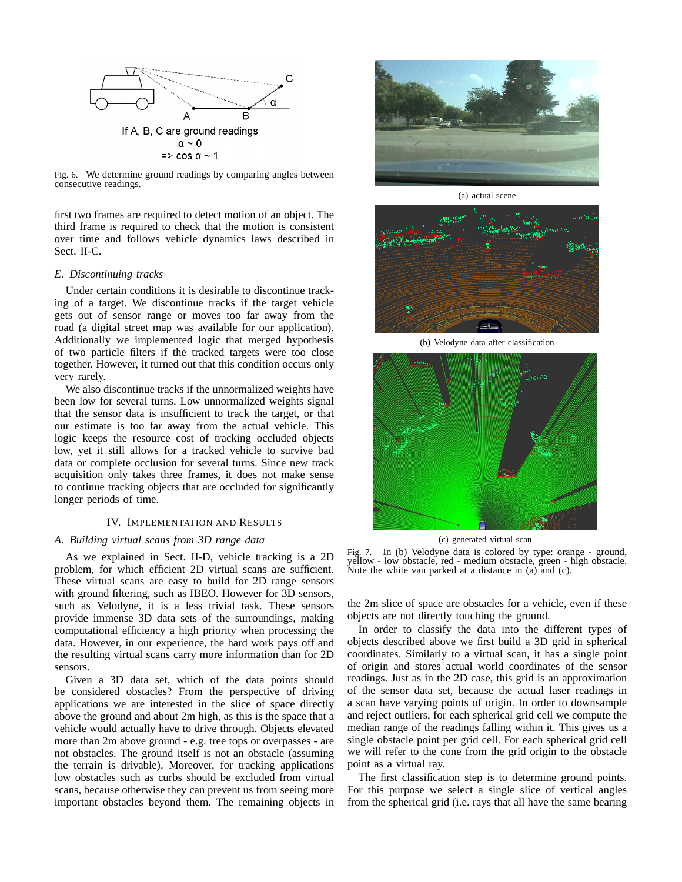If A, B, C are ground readings
$\alpha \sim 0$
$\Rightarrow \cos\alpha \sim 1$

Fig. 6. We determine ground readings by comparing angles between consecutive readings.

first two frames are required to detect motion of an object. The third frame is required to check that the motion is consistent over time and follows vehicle dynamics laws described in Sect. II-C.

### E. Discontinuing tracks

Under certain conditions it is desirable to discontinue tracking of a target. We discontinue tracks if the target vehicle gets out of sensor range or moves too far away from the road (a digital street map was available for our application). Additionally we implemented logic that merged hypothesis of two particle filters if the tracked targets were too close together. However, it turned out that this condition occurs only very rarely.

We also discontinue tracks if the unnormalized weights have been low for several turns. Low unnormalized weights signal that the sensor data is insufficient to track the target, or that our estimate is too far away from the actual vehicle. This logic keeps the resource cost of tracking occluded objects low, yet it still allows for a tracked vehicle to survive bad data or complete occlusion for several turns. Since new track acquisition only takes three frames, it does not make sense to continue tracking objects that are occluded for significantly longer periods of time.

## IV. Implementation and Results

### A. Building virtual scans from 3D range data

As we explained in Sect. II-D, vehicle tracking is a 2D problem, for which efficient 2D virtual scans are sufficient. These virtual scans are easy to build for 2D range sensors with ground filtering, such as IBEO. However for 3D sensors, such as Velodyne, it is a less trivial task. These sensors provide immense 3D data sets of the surroundings, making computational efficiency a high priority when processing the data. However, in our experience, the hard work pays off and the resulting virtual scans carry more information than for 2D sensors.

Given a 3D data set, which of the data points should be considered obstacles? From the perspective of driving applications we are interested in the slice of space directly above the ground and about 2m high, as this is the space that a vehicle would actually have to drive through. Objects elevated more than 2m above ground - e.g. tree tops or overpasses - are not obstacles. The ground itself is not an obstacle (assuming the terrain is drivable). Moreover, for tracking applications low obstacles such as curbs should be excluded from virtual scans, because otherwise they can prevent us from seeing more important obstacles beyond them. The remaining objects in the 2m slice of space are obstacles for a vehicle, even if these objects are not directly touching the ground.

(a) actual scene

(b) Velodyne data after classification

(c) generated virtual scan

Fig. 7. In (b) Velodyne data is colored by type: orange - ground, yellow - low obstacle, red - medium obstacle, green - high obstacle. Note the white van parked at a distance in (a) and (c).

In order to classify the data into the different types of objects described above we first build a 3D grid in spherical coordinates. Similarly to a virtual scan, it has a single point of origin and stores actual world coordinates of the sensor readings. Just as in the 2D case, this grid is an approximation of the sensor data set, because the actual laser readings in a scan have varying points of origin. In order to downsample and reject outliers, for each spherical grid cell we compute the median range of the readings falling within it. This gives us a single obstacle point per grid cell. For each spherical grid cell we will refer to the cone from the grid origin to the obstacle point as a virtual ray.

The first classification step is to determine ground points. For this purpose we select a single slice of vertical angles from the spherical grid (i.e. rays that all have the same bearing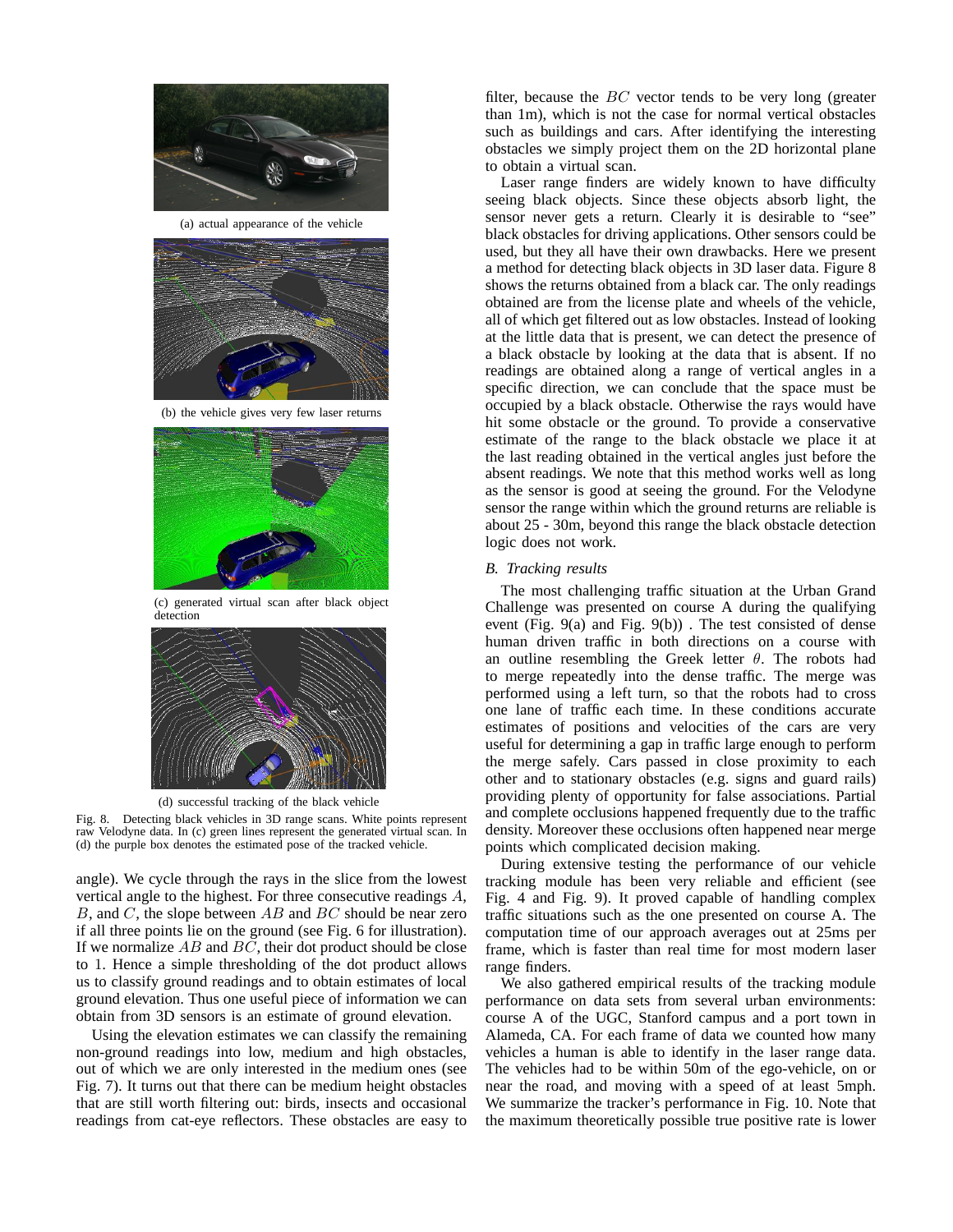(a) actual appearance of the vehicle

(b) the vehicle gives very few laser returns

(c) generated virtual scan after black object detection

(d) successful tracking of the black vehicle

Fig. 8. Detecting black vehicles in 3D range scans. White points represent raw Velodyne data. In (c) green lines represent the generated virtual scan. In (d) the purple box denotes the estimated pose of the tracked vehicle.

angle). We cycle through the rays in the slice from the lowest vertical angle to the highest. For three consecutive readings $A$, $B$, and $C$, the slope between $AB$ and $BC$ should be near zero if all three points lie on the ground (see Fig. 6 for illustration). If we normalize $AB$ and $BC$, their dot product should be close to 1. Hence a simple thresholding of the dot product allows us to classify ground readings and to obtain estimates of local ground elevation. Thus one useful piece of information we can obtain from 3D sensors is an estimate of ground elevation.

Using the elevation estimates we can classify the remaining non-ground readings into low, medium and high obstacles, out of which we are only interested in the medium ones (see Fig. 7). It turns out that there can be medium height obstacles that are still worth filtering out: birds, insects and occasional readings from cat-eye reflectors. These obstacles are easy to filter, because the $BC$ vector tends to be very long (greater than 1m), which is not the case for normal vertical obstacles such as buildings and cars. After identifying the interesting obstacles we simply project them on the 2D horizontal plane to obtain a virtual scan.

Laser range finders are widely known to have difficulty seeing black objects. Since these objects absorb light, the sensor never gets a return. Clearly it is desirable to "see" black obstacles for driving applications. Other sensors could be used, but they all have their own drawbacks. Here we present a method for detecting black objects in 3D laser data. Figure 8 shows the returns obtained from a black car. The only readings obtained are from the license plate and wheels of the vehicle, all of which get filtered out as low obstacles. Instead of looking at the little data that is present, we can detect the presence of a black obstacle by looking at the data that is absent. If no readings are obtained along a range of vertical angles in a specific direction, we can conclude that the space must be occupied by a black obstacle. Otherwise the rays would have hit some obstacle or the ground. To provide a conservative estimate of the range to the black obstacle we place it at the last reading obtained in the vertical angles just before the absent readings. We note that this method works well as long as the sensor is good at seeing the ground. For the Velodyne sensor the range within which the ground returns are reliable is about 25 - 30m, beyond this range the black obstacle detection logic does not work.

### *B. Tracking results*

The most challenging traffic situation at the Urban Grand Challenge was presented on course A during the qualifying event (Fig. 9(a) and Fig. 9(b)) . The test consisted of dense human driven traffic in both directions on a course with an outline resembling the Greek letter $\theta$. The robots had to merge repeatedly into the dense traffic. The merge was performed using a left turn, so that the robots had to cross one lane of traffic each time. In these conditions accurate estimates of positions and velocities of the cars are very useful for determining a gap in traffic large enough to perform the merge safely. Cars passed in close proximity to each other and to stationary obstacles (e.g. signs and guard rails) providing plenty of opportunity for false associations. Partial and complete occlusions happened frequently due to the traffic density. Moreover these occlusions often happened near merge points which complicated decision making.

During extensive testing the performance of our vehicle tracking module has been very reliable and efficient (see Fig. 4 and Fig. 9). It proved capable of handling complex traffic situations such as the one presented on course A. The computation time of our approach averages out at 25ms per frame, which is faster than real time for most modern laser range finders.

We also gathered empirical results of the tracking module performance on data sets from several urban environments: course A of the UGC, Stanford campus and a port town in Alameda, CA. For each frame of data we counted how many vehicles a human is able to identify in the laser range data. The vehicles had to be within 50m of the ego-vehicle, on or near the road, and moving with a speed of at least 5mph. We summarize the tracker's performance in Fig. 10. Note that the maximum theoretically possible true positive rate is lower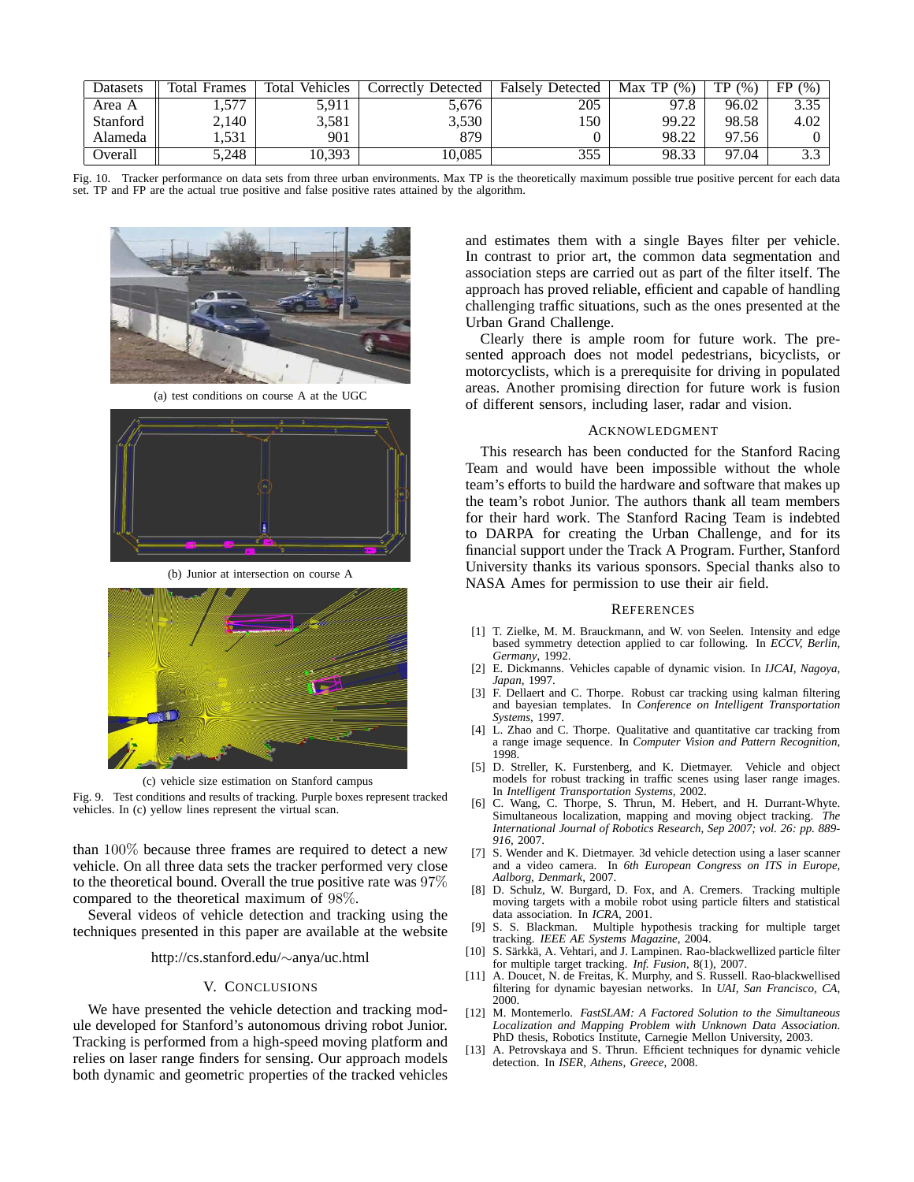| Datasets | Total Frames | Total Vehicles | Correctly Detected | Falsely Detected | Max TP (%) | TP (%) | FP (%) |
|---|---|---|---|---|---|---|---|
| Area A | 1,577 | 5,911 | 5,676 | 205 | 97.8 | 96.02 | 3.35 |
| Stanford | 2,140 | 3,581 | 3,530 | 150 | 99.22 | 98.58 | 4.02 |
| Alameda | 1,531 | 901 | 879 | 0 | 98.22 | 97.56 | 0 |
| Overall | 5,248 | 10,393 | 10,085 | 355 | 98.33 | 97.04 | 3.3 |

Fig. 10. Tracker performance on data sets from three urban environments. Max TP is the theoretically maximum possible true positive percent for each data set. TP and FP are the actual true positive and false positive rates attained by the algorithm.

(a) test conditions on course A at the UGC

(b) Junior at intersection on course A

(c) vehicle size estimation on Stanford campus

Fig. 9. Test conditions and results of tracking. Purple boxes represent tracked vehicles. In (c) yellow lines represent the virtual scan.

than $100\%$ because three frames are required to detect a new vehicle. On all three data sets the tracker performed very close to the theoretical bound. Overall the true positive rate was $97\%$ compared to the theoretical maximum of $98\%$.

Several videos of vehicle detection and tracking using the techniques presented in this paper are available at the website

http://cs.stanford.edu/∼anya/uc.html

## V. Conclusions

We have presented the vehicle detection and tracking module developed for Stanford's autonomous driving robot Junior. Tracking is performed from a high-speed moving platform and relies on laser range finders for sensing. Our approach models both dynamic and geometric properties of the tracked vehicles and estimates them with a single Bayes filter per vehicle. In contrast to prior art, the common data segmentation and association steps are carried out as part of the filter itself. The approach has proved reliable, efficient and capable of handling challenging traffic situations, such as the ones presented at the Urban Grand Challenge.

Clearly there is ample room for future work. The presented approach does not model pedestrians, bicyclists, or motorcyclists, which is a prerequisite for driving in populated areas. Another promising direction for future work is fusion of different sensors, including laser, radar and vision.

## Acknowledgment

This research has been conducted for the Stanford Racing Team and would have been impossible without the whole team's efforts to build the hardware and software that makes up the team's robot Junior. The authors thank all team members for their hard work. The Stanford Racing Team is indebted to DARPA for creating the Urban Challenge, and for its financial support under the Track A Program. Further, Stanford University thanks its various sponsors. Special thanks also to NASA Ames for permission to use their air field.

## References

[1] T. Zielke, M. M. Brauckmann, and W. von Seelen. Intensity and edge based symmetry detection applied to car following. In *ECCV, Berlin, Germany*, 1992.

[2] E. Dickmanns. Vehicles capable of dynamic vision. In *IJCAI, Nagoya, Japan*, 1997.

[3] F. Dellaert and C. Thorpe. Robust car tracking using kalman filtering and bayesian templates. In *Conference on Intelligent Transportation Systems*, 1997.

[4] L. Zhao and C. Thorpe. Qualitative and quantitative car tracking from a range image sequence. In *Computer Vision and Pattern Recognition*, 1998.

[5] D. Streller, K. Furstenberg, and K. Dietmayer. Vehicle and object models for robust tracking in traffic scenes using laser range images. In *Intelligent Transportation Systems*, 2002.

[6] C. Wang, C. Thorpe, S. Thrun, M. Hebert, and H. Durrant-Whyte. Simultaneous localization, mapping and moving object tracking. *The International Journal of Robotics Research, Sep 2007; vol. 26: pp. 889-916*, 2007.

[7] S. Wender and K. Dietmayer. 3d vehicle detection using a laser scanner and a video camera. In *6th European Congress on ITS in Europe, Aalborg, Denmark*, 2007.

[8] D. Schulz, W. Burgard, D. Fox, and A. Cremers. Tracking multiple moving targets with a mobile robot using particle filters and statistical data association. In *ICRA*, 2001.

[9] S. S. Blackman. Multiple hypothesis tracking for multiple target tracking. *IEEE AE Systems Magazine*, 2004.

[10] S. Särkkä, A. Vehtari, and J. Lampinen. Rao-blackwellized particle filter for multiple target tracking. *Inf. Fusion*, 8(1), 2007.

[11] A. Doucet, N. de Freitas, K. Murphy, and S. Russell. Rao-blackwellised filtering for dynamic bayesian networks. In *UAI, San Francisco, CA*, 2000.

[12] M. Montemerlo. *FastSLAM: A Factored Solution to the Simultaneous Localization and Mapping Problem with Unknown Data Association*. PhD thesis, Robotics Institute, Carnegie Mellon University, 2003.

[13] A. Petrovskaya and S. Thrun. Efficient techniques for dynamic vehicle detection. In *ISER, Athens, Greece*, 2008.